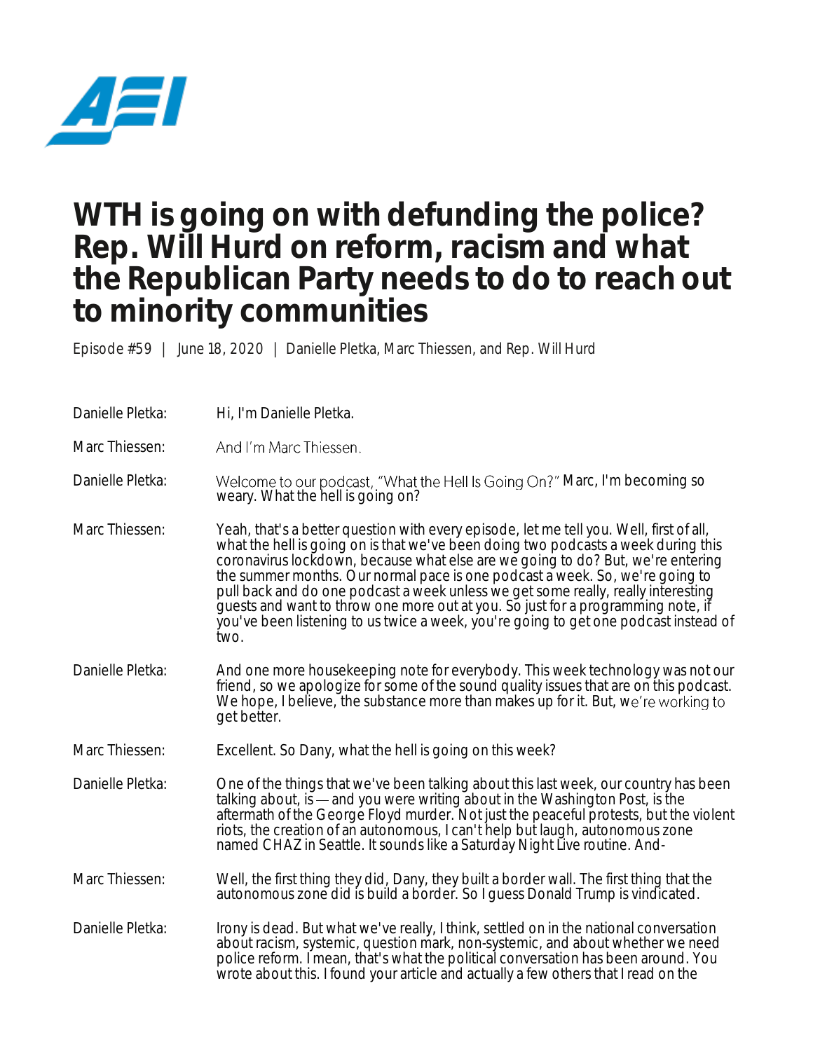# WTH is going on with defunding the police? Rep. Will Hurd on reform, racism and what the Republican Party needs to do to reach out to minority communities

Episode #59 | June 18, 2020 | Danielle Pletka, Marc Thiessen, and Rep. Will Hurd

**Danielle Pletka:** Hi, I'm Danielle Pletka.

**Marc Thiessen:** And I'm Marc Thiessen.

**Danielle Pletka:** Welcome to our podcast, "What the Hell Is Going On?" Marc, I'm becoming so weary. What the hell is going on?

**Marc Thiessen:** Yeah, that's a better question with every episode, let me tell you. Well, first of all, what the hell is going on is that we've been doing two podcasts a week during this coronavirus lockdown, because what else are we going to do? But, we're entering the summer months. Our normal pace is one podcast a week. So, we're going to pull back and do one podcast a week unless we get some really, really interesting guests and want to throw one more out at you. So just for a programming note, if you've been listening to us twice a week, you're going to get one podcast instead of two.

**Danielle Pletka:** And one more housekeeping note for everybody. This week technology was not our friend, so we apologize for some of the sound quality issues that are on this podcast. We hope, I believe, the substance more than makes up for it. But, we're working to get better.

**Marc Thiessen:** Excellent. So Dany, what the hell is going on this week?

**Danielle Pletka:** One of the things that we've been talking about this last week, our country has been talking about, is — and you were writing about in the Washington Post, is the aftermath of the George Floyd murder. Not just the peaceful protests, but the violent riots, the creation of an autonomous, I can't help but laugh, autonomous zone named CHAZ in Seattle. It sounds like a Saturday Night Live routine. And-

**Marc Thiessen:** Well, the first thing they did, Dany, they built a border wall. The first thing that the autonomous zone did is build a border. So I guess Donald Trump is vindicated.

**Danielle Pletka:** Irony is dead. But what we've really, I think, settled on in the national conversation about racism, systemic, question mark, non-systemic, and about whether we need police reform. I mean, that's what the political conversation has been around. You wrote about this. I found your article and actually a few others that I read on the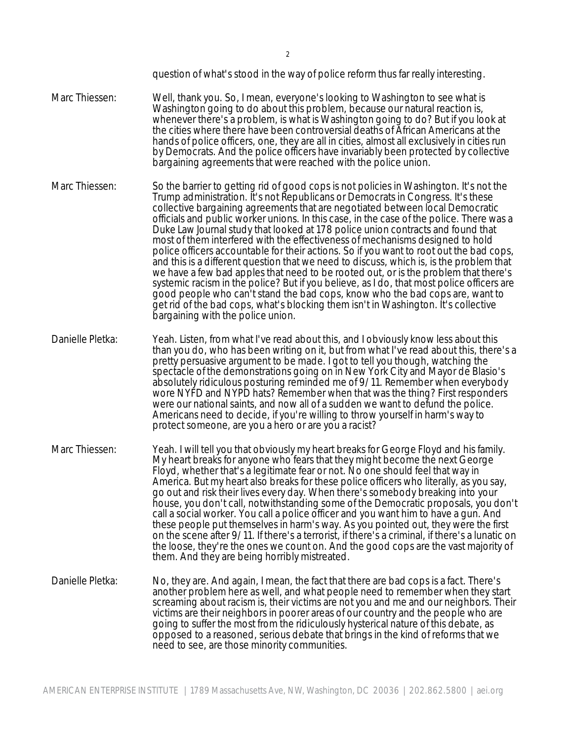question of what's stood in the way of police reform thus far really interesting.

Marc Thiessen: Well, thank you. So, I mean, everyone's looking to Washington to see what is Washington going to do about this problem, because our natural reaction is, whenever there's a problem, is what is Washington going to do? But if you look at the cities where there have been controversial deaths of African Americans at the hands of police officers, one, they are all in cities, almost all exclusively in cities run by Democrats. And the police officers have invariably been protected by collective bargaining agreements that were reached with the police union.

Marc Thiessen: So the barrier to getting rid of good cops is not policies in Washington. It's not the Trump administration. It's not Republicans or Democrats in Congress. It's these collective bargaining agreements that are negotiated between local Democratic officials and public worker unions. In this case, in the case of the police. There was a Duke Law Journal study that looked at 178 police union contracts and found that most of them interfered with the effectiveness of mechanisms designed to hold police officers accountable for their actions. So if you want to root out the bad cops, and this is a different question that we need to discuss, which is, is the problem that we have a few bad apples that need to be rooted out, or is the problem that there's systemic racism in the police? But if you believe, as I do, that most police officers are good people who can't stand the bad cops, know who the bad cops are, want to get rid of the bad cops, what's blocking them isn't in Washington. It's collective bargaining with the police union.

Danielle Pletka: Yeah. Listen, from what I've read about this, and I obviously know less about this than you do, who has been writing on it, but from what I've read about this, there's a pretty persuasive argument to be made. I got to tell you though, watching the spectacle of the demonstrations going on in New York City and Mayor de Blasio's absolutely ridiculous posturing reminded me of 9/11. Remember when everybody wore NYFD and NYPD hats? Remember when that was the thing? First responders were our national saints, and now all of a sudden we want to defund the police. Americans need to decide, if you're willing to throw yourself in harm's way to protect someone, are you a hero or are you a racist?

Marc Thiessen: Yeah. I will tell you that obviously my heart breaks for George Floyd and his family. My heart breaks for anyone who fears that they might become the next George Floyd, whether that's a legitimate fear or not. No one should feel that way in America. But my heart also breaks for these police officers who literally, as you say, go out and risk their lives every day. When there's somebody breaking into your house, you don't call, notwithstanding some of the Democratic proposals, you don't call a social worker. You call a police officer and you want him to have a gun. And these people put themselves in harm's way. As you pointed out, they were the first on the scene after 9/11. If there's a terrorist, if there's a criminal, if there's a lunatic on the loose, they're the ones we count on. And the good cops are the vast majority of them. And they are being horribly mistreated.

Danielle Pletka: No, they are. And again, I mean, the fact that there are bad cops is a fact. There's another problem here as well, and what people need to remember when they start screaming about racism is, their victims are not you and me and our neighbors. Their victims are their neighbors in poorer areas of our country and the people who are going to suffer the most from the ridiculously hysterical nature of this debate, as opposed to a reasoned, serious debate that brings in the kind of reforms that we need to see, are those minority communities.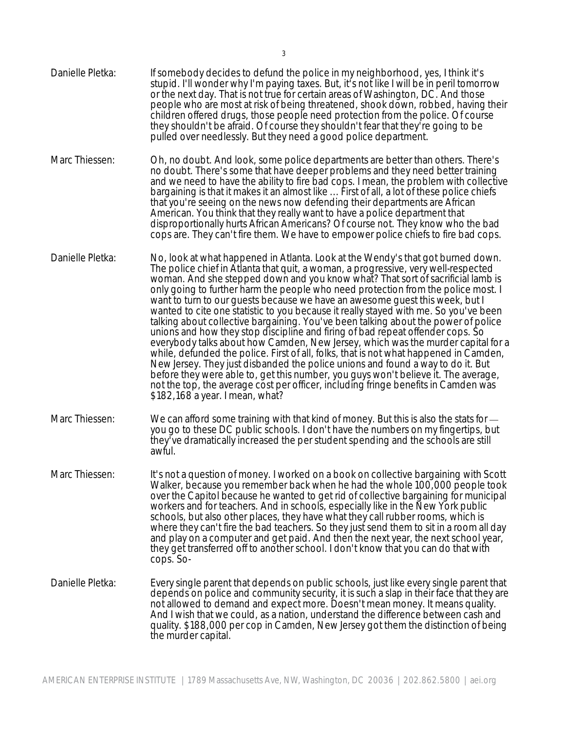Danielle Pletka: If somebody decides to defund the police in my neighborhood, yes, I think it's stupid. I'll wonder why I'm paying taxes. But, it's not like I will be in peril tomorrow or the next day. That is not true for certain areas of Washington, DC. And those people who are most at risk of being threatened, shook down, robbed, having their children offered drugs, those people need protection from the police. Of course they shouldn't be afraid. Of course they shouldn't fear that they're going to be pulled over needlessly. But they need a good police department.

Marc Thiessen: Oh, no doubt. And look, some police departments are better than others. There's no doubt. There's some that have deeper problems and they need better training and we need to have the ability to fire bad cops. I mean, the problem with collective bargaining is that it makes it an almost like … First of all, a lot of these police chiefs that you're seeing on the news now defending their departments are African American. You think that they really want to have a police department that disproportionally hurts African Americans? Of course not. They know who the bad cops are. They can't fire them. We have to empower police chiefs to fire bad cops.

Danielle Pletka: No, look at what happened in Atlanta. Look at the Wendy's that got burned down. The police chief in Atlanta that quit, a woman, a progressive, very well-respected woman. And she stepped down and you know what? That sort of sacrificial lamb is only going to further harm the people who need protection from the police most. I want to turn to our guests because we have an awesome guest this week, but I wanted to cite one statistic to you because it really stayed with me. So you've been talking about collective bargaining. You've been talking about the power of police unions and how they stop discipline and firing of bad repeat offender cops. So everybody talks about how Camden, New Jersey, which was the murder capital for a while, defunded the police. First of all, folks, that is not what happened in Camden, New Jersey. They just disbanded the police unions and found a way to do it. But before they were able to, get this number, you guys won't believe it. The average, not the top, the average cost per officer, including fringe benefits in Camden was $182,168 a year. I mean, what?

Marc Thiessen: We can afford some training with that kind of money. But this is also the stats for — you go to these DC public schools. I don't have the numbers on my fingertips, but they've dramatically increased the per student spending and the schools are still awful.

Marc Thiessen: It's not a question of money. I worked on a book on collective bargaining with Scott Walker, because you remember back when he had the whole 100,000 people took over the Capitol because he wanted to get rid of collective bargaining for municipal workers and for teachers. And in schools, especially like in the New York public schools, but also other places, they have what they call rubber rooms, which is where they can't fire the bad teachers. So they just send them to sit in a room all day and play on a computer and get paid. And then the next year, the next school year, they get transferred off to another school. I don't know that you can do that with cops. So-

Danielle Pletka: Every single parent that depends on public schools, just like every single parent that depends on police and community security, it is such a slap in their face that they are not allowed to demand and expect more. Doesn't mean money. It means quality. And I wish that we could, as a nation, understand the difference between cash and quality. $188,000 per cop in Camden, New Jersey got them the distinction of being the murder capital.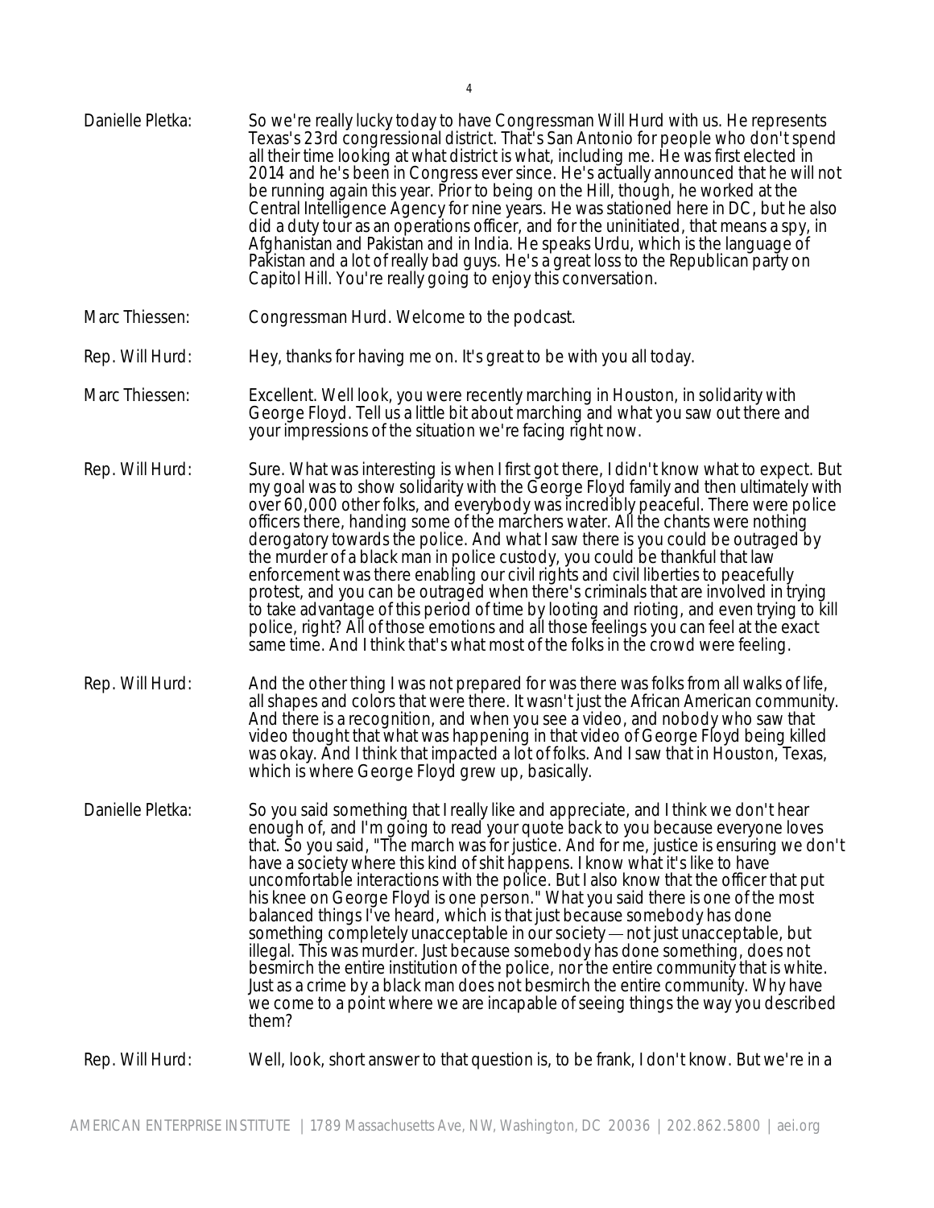Danielle Pletka: So we're really lucky today to have Congressman Will Hurd with us. He represents Texas's 23rd congressional district. That's San Antonio for people who don't spend all their time looking at what district is what, including me. He was first elected in 2014 and he's been in Congress ever since. He's actually announced that he will not be running again this year. Prior to being on the Hill, though, he worked at the Central Intelligence Agency for nine years. He was stationed here in DC, but he also did a duty tour as an operations officer, and for the uninitiated, that means a spy, in Afghanistan and Pakistan and in India. He speaks Urdu, which is the language of Pakistan and a lot of really bad guys. He's a great loss to the Republican party on Capitol Hill. You're really going to enjoy this conversation.

Marc Thiessen: Congressman Hurd. Welcome to the podcast.

Rep. Will Hurd: Hey, thanks for having me on. It's great to be with you all today.

Marc Thiessen: Excellent. Well look, you were recently marching in Houston, in solidarity with George Floyd. Tell us a little bit about marching and what you saw out there and your impressions of the situation we're facing right now.

Rep. Will Hurd: Sure. What was interesting is when I first got there, I didn't know what to expect. But my goal was to show solidarity with the George Floyd family and then ultimately with over 60,000 other folks, and everybody was incredibly peaceful. There were police officers there, handing some of the marchers water. All the chants were nothing derogatory towards the police. And what I saw there is you could be outraged by the murder of a black man in police custody, you could be thankful that law enforcement was there enabling our civil rights and civil liberties to peacefully protest, and you can be outraged when there's criminals that are involved in trying to take advantage of this period of time by looting and rioting, and even trying to kill police, right? All of those emotions and all those feelings you can feel at the exact same time. And I think that's what most of the folks in the crowd were feeling.

Rep. Will Hurd: And the other thing I was not prepared for was there was folks from all walks of life, all shapes and colors that were there. It wasn't just the African American community. And there is a recognition, and when you see a video, and nobody who saw that video thought that what was happening in that video of George Floyd being killed was okay. And I think that impacted a lot of folks. And I saw that in Houston, Texas, which is where George Floyd grew up, basically.

Danielle Pletka: So you said something that I really like and appreciate, and I think we don't hear enough of, and I'm going to read your quote back to you because everyone loves that. So you said, "The march was for justice. And for me, justice is ensuring we don't have a society where this kind of shit happens. I know what it's like to have uncomfortable interactions with the police. But I also know that the officer that put his knee on George Floyd is one person." What you said there is one of the most balanced things I've heard, which is that just because somebody has done something completely unacceptable in our society — not just unacceptable, but illegal. This was murder. Just because somebody has done something, does not besmirch the entire institution of the police, nor the entire community that is white. Just as a crime by a black man does not besmirch the entire community. Why have we come to a point where we are incapable of seeing things the way you described them?

Rep. Will Hurd: Well, look, short answer to that question is, to be frank, I don't know. But we're in a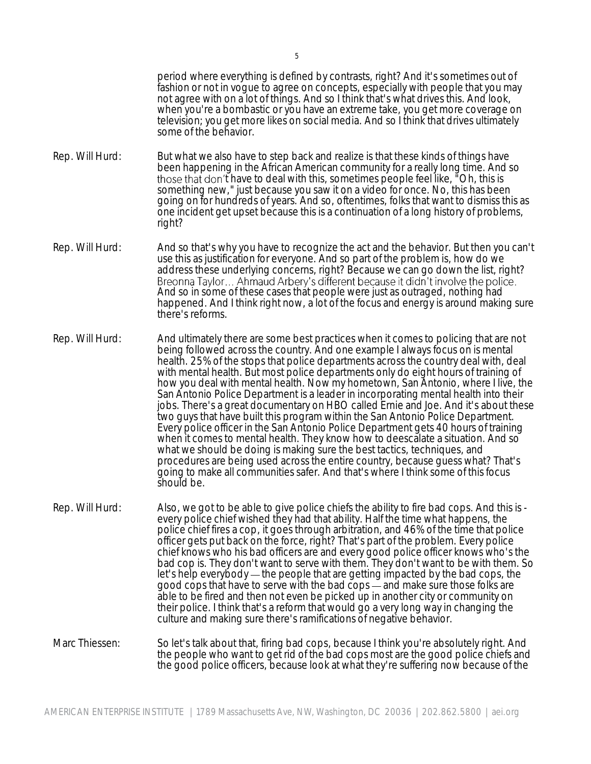period where everything is defined by contrasts, right? And it's sometimes out of fashion or not in vogue to agree on concepts, especially with people that you may not agree with on a lot of things. And so I think that's what drives this. And look, when you're a bombastic or you have an extreme take, you get more coverage on television; you get more likes on social media. And so I think that drives ultimately some of the behavior.

Rep. Will Hurd: But what we also have to step back and realize is that these kinds of things have been happening in the African American community for a really long time. And so those that don't have to deal with this, sometimes people feel like, "Oh, this is something new," just because you saw it on a video for once. No, this has been going on for hundreds of years. And so, oftentimes, folks that want to dismiss this as one incident get upset because this is a continuation of a long history of problems, right?

Rep. Will Hurd: And so that's why you have to recognize the act and the behavior. But then you can't use this as justification for everyone. And so part of the problem is, how do we address these underlying concerns, right? Because we can go down the list, right? Breonna Taylor… Ahmaud Arbery's different because it didn't involve the police. And so in some of these cases that people were just as outraged, nothing had happened. And I think right now, a lot of the focus and energy is around making sure there's reforms.

Rep. Will Hurd: And ultimately there are some best practices when it comes to policing that are not being followed across the country. And one example I always focus on is mental health. 25% of the stops that police departments across the country deal with, deal with mental health. But most police departments only do eight hours of training of how you deal with mental health. Now my hometown, San Antonio, where I live, the San Antonio Police Department is a leader in incorporating mental health into their jobs. There's a great documentary on HBO called Ernie and Joe. And it's about these two guys that have built this program within the San Antonio Police Department. Every police officer in the San Antonio Police Department gets 40 hours of training when it comes to mental health. They know how to deescalate a situation. And so what we should be doing is making sure the best tactics, techniques, and procedures are being used across the entire country, because guess what? That's going to make all communities safer. And that's where I think some of this focus should be.

Rep. Will Hurd: Also, we got to be able to give police chiefs the ability to fire bad cops. And this is - every police chief wished they had that ability. Half the time what happens, the police chief fires a cop, it goes through arbitration, and 46% of the time that police officer gets put back on the force, right? That's part of the problem. Every police chief knows who his bad officers are and every good police officer knows who's the bad cop is. They don't want to serve with them. They don't want to be with them. So let's help everybody — the people that are getting impacted by the bad cops, the good cops that have to serve with the bad cops — and make sure those folks are able to be fired and then not even be picked up in another city or community on their police. I think that's a reform that would go a very long way in changing the culture and making sure there's ramifications of negative behavior.

Marc Thiessen: So let's talk about that, firing bad cops, because I think you're absolutely right. And the people who want to get rid of the bad cops most are the good police chiefs and the good police officers, because look at what they're suffering now because of the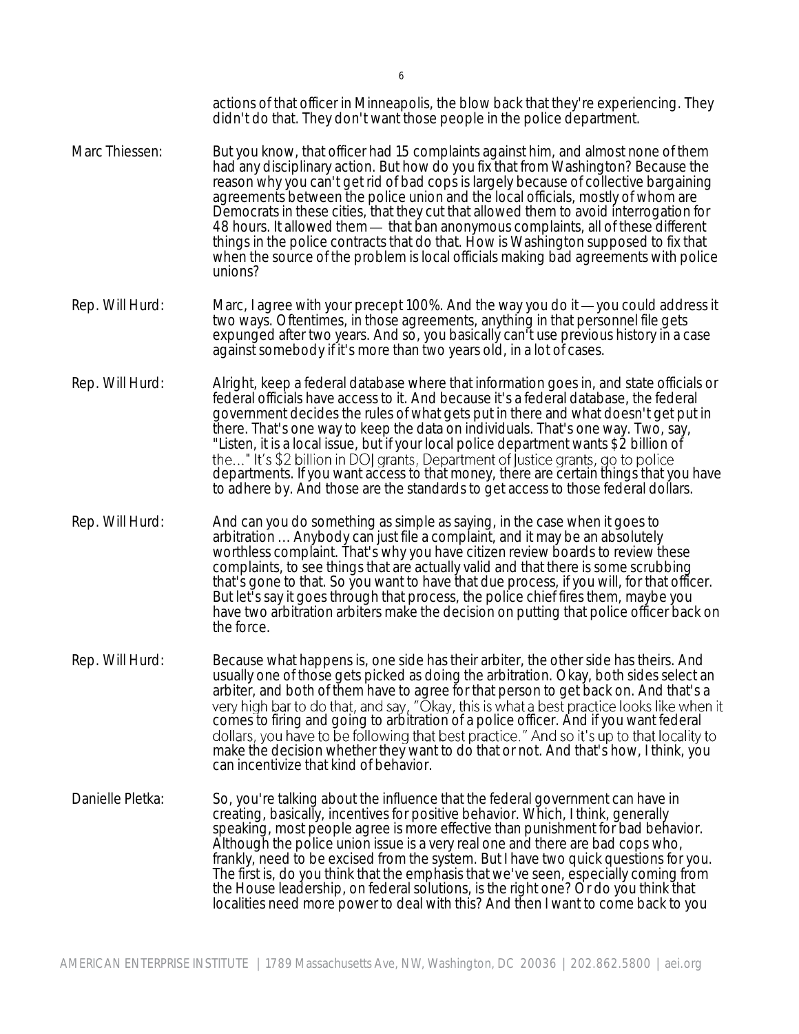actions of that officer in Minneapolis, the blow back that they're experiencing. They didn't do that. They don't want those people in the police department.

Marc Thiessen: But you know, that officer had 15 complaints against him, and almost none of them had any disciplinary action. But how do you fix that from Washington? Because the reason why you can't get rid of bad cops is largely because of collective bargaining agreements between the police union and the local officials, mostly of whom are Democrats in these cities, that they cut that allowed them to avoid interrogation for 48 hours. It allowed them — that ban anonymous complaints, all of these different things in the police contracts that do that. How is Washington supposed to fix that when the source of the problem is local officials making bad agreements with police unions?

Rep. Will Hurd: Marc, I agree with your precept 100%. And the way you do it — you could address it two ways. Oftentimes, in those agreements, anything in that personnel file gets expunged after two years. And so, you basically can't use previous history in a case against somebody if it's more than two years old, in a lot of cases.

Rep. Will Hurd: Alright, keep a federal database where that information goes in, and state officials or federal officials have access to it. And because it's a federal database, the federal government decides the rules of what gets put in there and what doesn't get put in there. That's one way to keep the data on individuals. That's one way. Two, say, "Listen, it is a local issue, but if your local police department wants $2 billion of the…" It's $2 billion in DOJ grants, Department of Justice grants, go to police departments. If you want access to that money, there are certain things that you have to adhere by. And those are the standards to get access to those federal dollars.

Rep. Will Hurd: And can you do something as simple as saying, in the case when it goes to arbitration … Anybody can just file a complaint, and it may be an absolutely worthless complaint. That's why you have citizen review boards to review these complaints, to see things that are actually valid and that there is some scrubbing that's gone to that. So you want to have that due process, if you will, for that officer. But let's say it goes through that process, the police chief fires them, maybe you have two arbitration arbiters make the decision on putting that police officer back on the force.

Rep. Will Hurd: Because what happens is, one side has their arbiter, the other side has theirs. And usually one of those gets picked as doing the arbitration. Okay, both sides select an arbiter, and both of them have to agree for that person to get back on. And that's a very high bar to do that, and say, "Okay, this is what a best practice looks like when it comes to firing and going to arbitration of a police officer. And if you want federal dollars, you have to be following that best practice." And so it's up to that locality to make the decision whether they want to do that or not. And that's how, I think, you can incentivize that kind of behavior.

Danielle Pletka: So, you're talking about the influence that the federal government can have in creating, basically, incentives for positive behavior. Which, I think, generally speaking, most people agree is more effective than punishment for bad behavior. Although the police union issue is a very real one and there are bad cops who, frankly, need to be excised from the system. But I have two quick questions for you. The first is, do you think that the emphasis that we've seen, especially coming from the House leadership, on federal solutions, is the right one? Or do you think that localities need more power to deal with this? And then I want to come back to you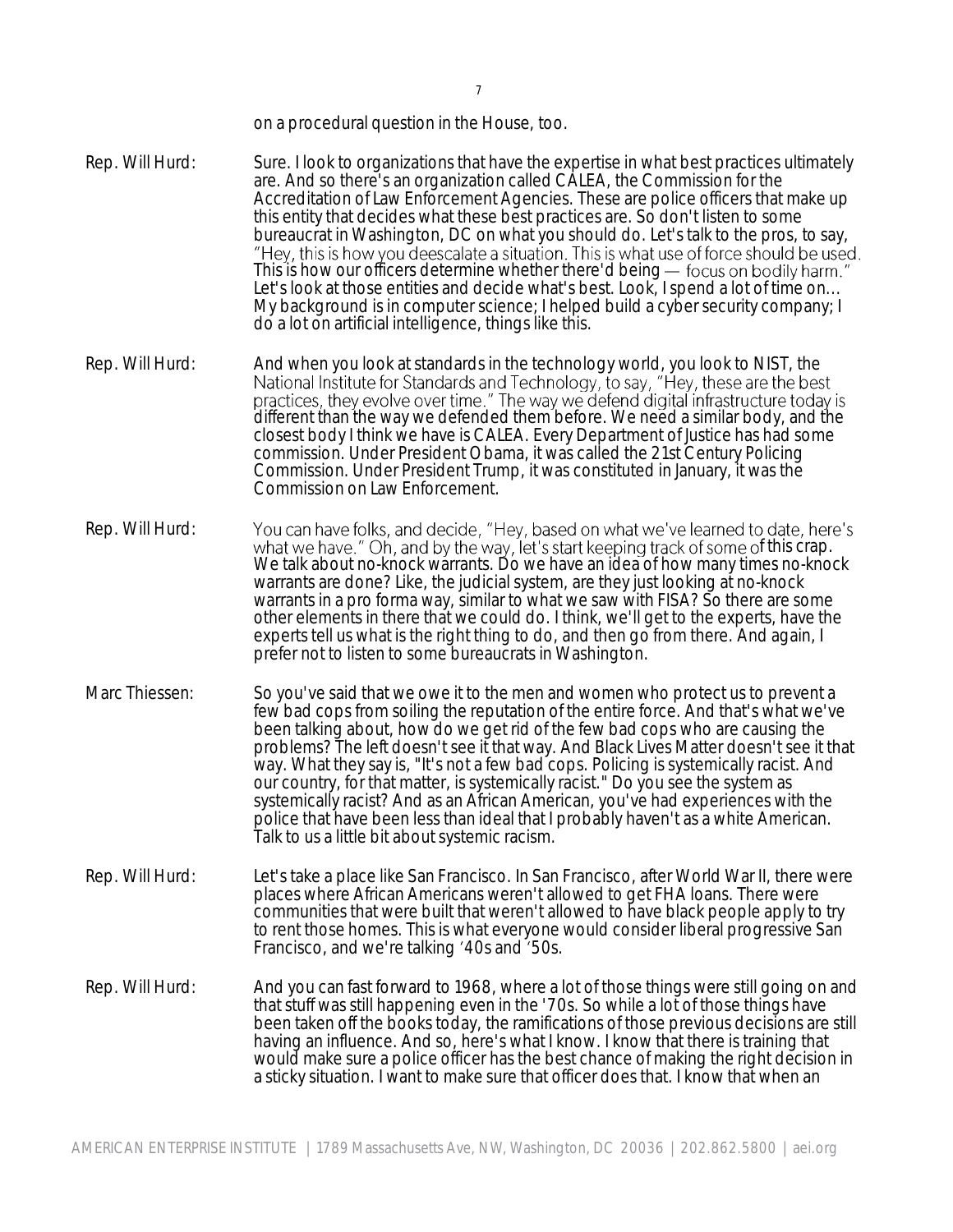on a procedural question in the House, too.

**Rep. Will Hurd:** Sure. I look to organizations that have the expertise in what best practices ultimately are. And so there's an organization called CALEA, the Commission for the Accreditation of Law Enforcement Agencies. These are police officers that make up this entity that decides what these best practices are. So don't listen to some bureaucrat in Washington, DC on what you should do. Let's talk to the pros, to say, "Hey, this is how you deescalate a situation. This is what use of force should be used. This is how our officers determine whether there'd being — focus on bodily harm." Let's look at those entities and decide what's best. Look, I spend a lot of time on... My background is in computer science; I helped build a cyber security company; I do a lot on artificial intelligence, things like this.

**Rep. Will Hurd:** And when you look at standards in the technology world, you look to NIST, the National Institute for Standards and Technology, to say, "Hey, these are the best practices, they evolve over time." The way we defend digital infrastructure today is different than the way we defended them before. We need a similar body, and the closest body I think we have is CALEA. Every Department of Justice has had some commission. Under President Obama, it was called the 21st Century Policing Commission. Under President Trump, it was constituted in January, it was the Commission on Law Enforcement.

**Rep. Will Hurd:** You can have folks, and decide, "Hey, based on what we've learned to date, here's what we have." Oh, and by the way, let's start keeping track of some of this crap. We talk about no-knock warrants. Do we have an idea of how many times no-knock warrants are done? Like, the judicial system, are they just looking at no-knock warrants in a pro forma way, similar to what we saw with FISA? So there are some other elements in there that we could do. I think, we'll get to the experts, have the experts tell us what is the right thing to do, and then go from there. And again, I prefer not to listen to some bureaucrats in Washington.

**Marc Thiessen:** So you've said that we owe it to the men and women who protect us to prevent a few bad cops from soiling the reputation of the entire force. And that's what we've been talking about, how do we get rid of the few bad cops who are causing the problems? The left doesn't see it that way. And Black Lives Matter doesn't see it that way. What they say is, "It's not a few bad cops. Policing is systemically racist. And our country, for that matter, is systemically racist." Do you see the system as systemically racist? And as an African American, you've had experiences with the police that have been less than ideal that I probably haven't as a white American. Talk to us a little bit about systemic racism.

**Rep. Will Hurd:** Let's take a place like San Francisco. In San Francisco, after World War II, there were places where African Americans weren't allowed to get FHA loans. There were communities that were built that weren't allowed to have black people apply to try to rent those homes. This is what everyone would consider liberal progressive San Francisco, and we're talking '40s and '50s.

**Rep. Will Hurd:** And you can fast forward to 1968, where a lot of those things were still going on and that stuff was still happening even in the '70s. So while a lot of those things have been taken off the books today, the ramifications of those previous decisions are still having an influence. And so, here's what I know. I know that there is training that would make sure a police officer has the best chance of making the right decision in a sticky situation. I want to make sure that officer does that. I know that when an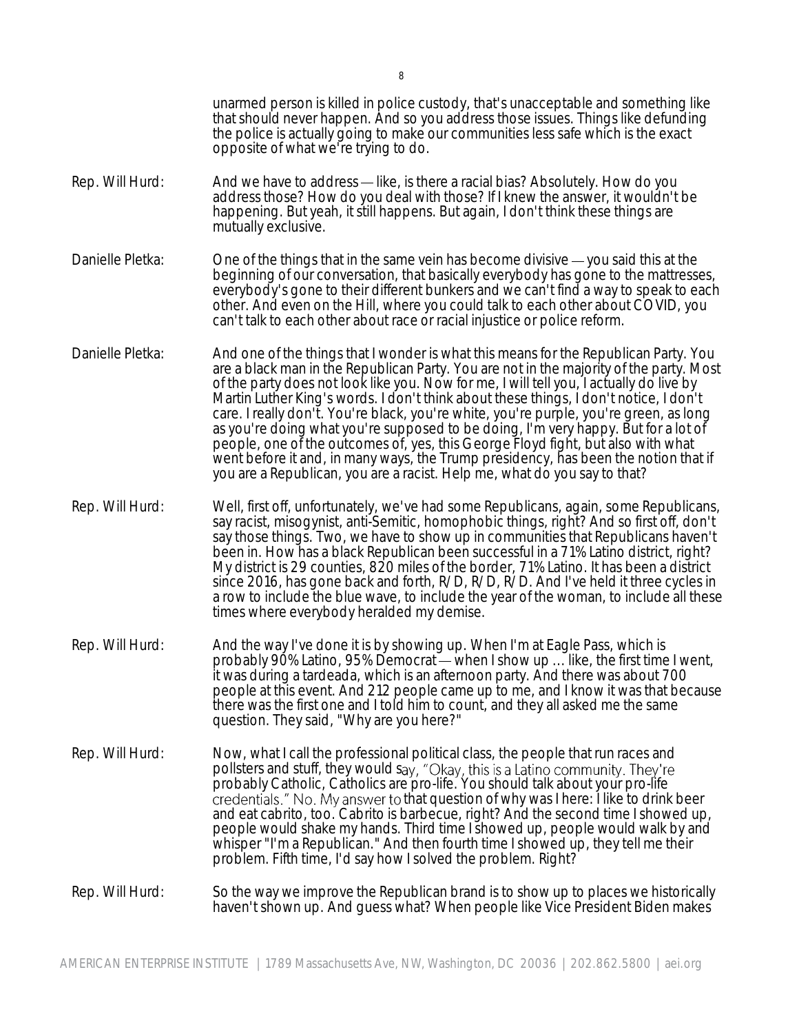unarmed person is killed in police custody, that's unacceptable and something like that should never happen. And so you address those issues. Things like defunding the police is actually going to make our communities less safe which is the exact opposite of what we're trying to do.

Rep. Will Hurd: And we have to address — like, is there a racial bias? Absolutely. How do you address those? How do you deal with those? If I knew the answer, it wouldn't be happening. But yeah, it still happens. But again, I don't think these things are mutually exclusive.

Danielle Pletka: One of the things that in the same vein has become divisive — you said this at the beginning of our conversation, that basically everybody has gone to the mattresses, everybody's gone to their different bunkers and we can't find a way to speak to each other. And even on the Hill, where you could talk to each other about COVID, you can't talk to each other about race or racial injustice or police reform.

Danielle Pletka: And one of the things that I wonder is what this means for the Republican Party. You are a black man in the Republican Party. You are not in the majority of the party. Most of the party does not look like you. Now for me, I will tell you, I actually do live by Martin Luther King's words. I don't think about these things, I don't notice, I don't care. I really don't. You're black, you're white, you're purple, you're green, as long as you're doing what you're supposed to be doing, I'm very happy. But for a lot of people, one of the outcomes of, yes, this George Floyd fight, but also with what went before it and, in many ways, the Trump presidency, has been the notion that if you are a Republican, you are a racist. Help me, what do you say to that?

Rep. Will Hurd: Well, first off, unfortunately, we've had some Republicans, again, some Republicans, say racist, misogynist, anti-Semitic, homophobic things, right? And so first off, don't say those things. Two, we have to show up in communities that Republicans haven't been in. How has a black Republican been successful in a 71% Latino district, right? My district is 29 counties, 820 miles of the border, 71% Latino. It has been a district since 2016, has gone back and forth, R/D, R/D, R/D. And I've held it three cycles in a row to include the blue wave, to include the year of the woman, to include all these times where everybody heralded my demise.

Rep. Will Hurd: And the way I've done it is by showing up. When I'm at Eagle Pass, which is probably 90% Latino, 95% Democrat — when I show up … like, the first time I went, it was during a tardeada, which is an afternoon party. And there was about 700 people at this event. And 212 people came up to me, and I know it was that because there was the first one and I told him to count, and they all asked me the same question. They said, "Why are you here?"

Rep. Will Hurd: Now, what I call the professional political class, the people that run races and pollsters and stuff, they would say, "Okay, this is a Latino community. They're probably Catholic, Catholics are pro-life. You should talk about your pro-life credentials." No. My answer to that question of why was I here: I like to drink beer and eat cabrito, too. Cabrito is barbecue, right? And the second time I showed up, people would shake my hands. Third time I showed up, people would walk by and whisper "I'm a Republican." And then fourth time I showed up, they tell me their problem. Fifth time, I'd say how I solved the problem. Right?

Rep. Will Hurd: So the way we improve the Republican brand is to show up to places we historically haven't shown up. And guess what? When people like Vice President Biden makes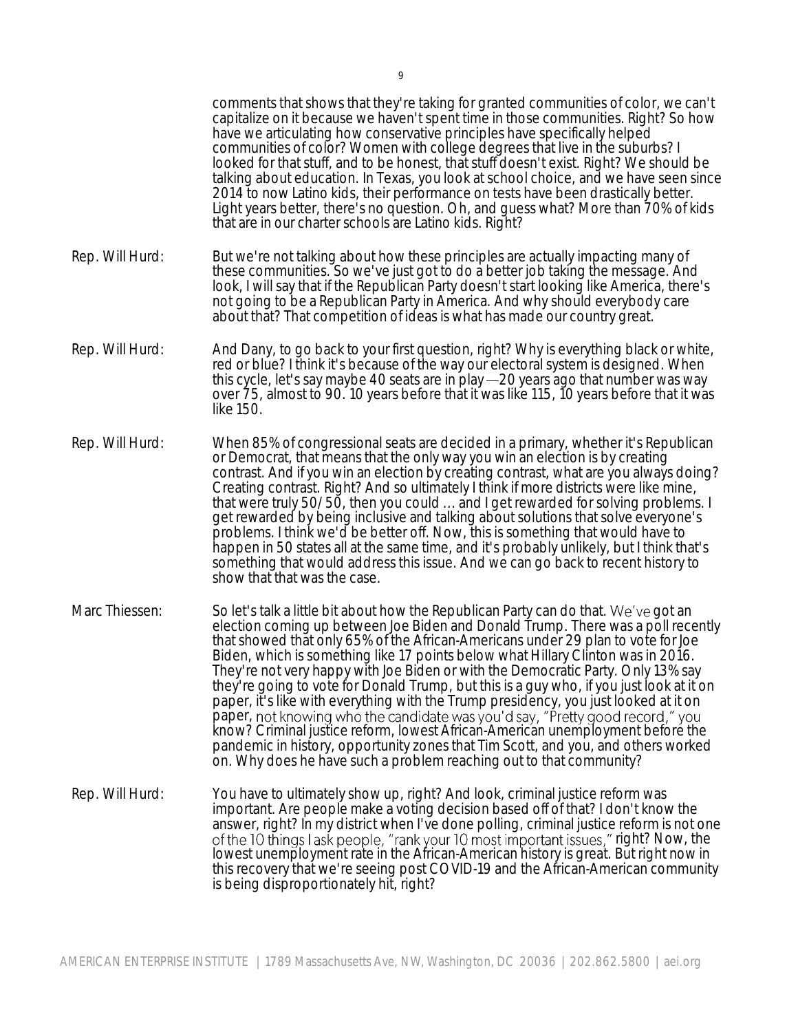comments that shows that they're taking for granted communities of color, we can't capitalize on it because we haven't spent time in those communities. Right? So how have we articulating how conservative principles have specifically helped communities of color? Women with college degrees that live in the suburbs? I looked for that stuff, and to be honest, that stuff doesn't exist. Right? We should be talking about education. In Texas, you look at school choice, and we have seen since 2014 to now Latino kids, their performance on tests have been drastically better. Light years better, there's no question. Oh, and guess what? More than 70% of kids that are in our charter schools are Latino kids. Right?

Rep. Will Hurd: But we're not talking about how these principles are actually impacting many of these communities. So we've just got to do a better job taking the message. And look, I will say that if the Republican Party doesn't start looking like America, there's not going to be a Republican Party in America. And why should everybody care about that? That competition of ideas is what has made our country great.

Rep. Will Hurd: And Dany, to go back to your first question, right? Why is everything black or white, red or blue? I think it's because of the way our electoral system is designed. When this cycle, let's say maybe 40 seats are in play—20 years ago that number was way over 75, almost to 90. 10 years before that it was like 115, 10 years before that it was like 150.

Rep. Will Hurd: When 85% of congressional seats are decided in a primary, whether it's Republican or Democrat, that means that the only way you win an election is by creating contrast. And if you win an election by creating contrast, what are you always doing? Creating contrast. Right? And so ultimately I think if more districts were like mine, that were truly 50/50, then you could … and I get rewarded for solving problems. I get rewarded by being inclusive and talking about solutions that solve everyone's problems. I think we'd be better off. Now, this is something that would have to happen in 50 states all at the same time, and it's probably unlikely, but I think that's something that would address this issue. And we can go back to recent history to show that that was the case.

Marc Thiessen: So let's talk a little bit about how the Republican Party can do that. We've got an election coming up between Joe Biden and Donald Trump. There was a poll recently that showed that only 65% of the African-Americans under 29 plan to vote for Joe Biden, which is something like 17 points below what Hillary Clinton was in 2016. They're not very happy with Joe Biden or with the Democratic Party. Only 13% say they're going to vote for Donald Trump, but this is a guy who, if you just look at it on paper, it's like with everything with the Trump presidency, you just looked at it on paper, not knowing who the candidate was you'd say, "Pretty good record," you know? Criminal justice reform, lowest African-American unemployment before the pandemic in history, opportunity zones that Tim Scott, and you, and others worked on. Why does he have such a problem reaching out to that community?

Rep. Will Hurd: You have to ultimately show up, right? And look, criminal justice reform was important. Are people make a voting decision based off of that? I don't know the answer, right? In my district when I've done polling, criminal justice reform is not one of the 10 things I ask people, "rank your 10 most important issues," right? Now, the lowest unemployment rate in the African-American history is great. But right now in this recovery that we're seeing post COVID-19 and the African-American community is being disproportionately hit, right?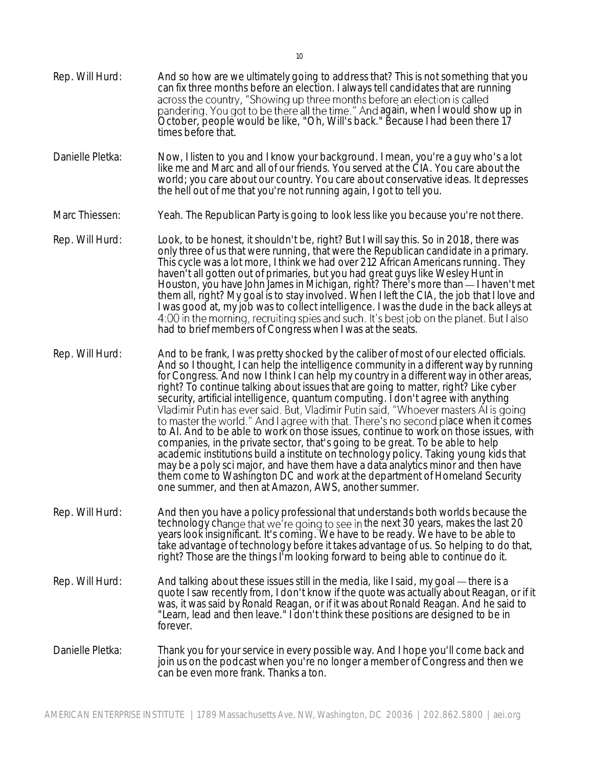Rep. Will Hurd: And so how are we ultimately going to address that? This is not something that you can fix three months before an election. I always tell candidates that are running across the country, "Showing up three months before an election is called pandering. You got to be there all the time." And again, when I would show up in October, people would be like, "Oh, Will's back." Because I had been there 17 times before that.

Danielle Pletka: Now, I listen to you and I know your background. I mean, you're a guy who's a lot like me and Marc and all of our friends. You served at the CIA. You care about the world; you care about our country. You care about conservative ideas. It depresses the hell out of me that you're not running again, I got to tell you.

Marc Thiessen: Yeah. The Republican Party is going to look less like you because you're not there.

Rep. Will Hurd: Look, to be honest, it shouldn't be, right? But I will say this. So in 2018, there was only three of us that were running, that were the Republican candidate in a primary. This cycle was a lot more, I think we had over 212 African Americans running. They haven't all gotten out of primaries, but you had great guys like Wesley Hunt in Houston, you have John James in Michigan, right? There's more than — I haven't met them all, right? My goal is to stay involved. When I left the CIA, the job that I love and I was good at, my job was to collect intelligence. I was the dude in the back alleys at 4:00 in the morning, recruiting spies and such. It's best job on the planet. But I also had to brief members of Congress when I was at the seats.

Rep. Will Hurd: And to be frank, I was pretty shocked by the caliber of most of our elected officials. And so I thought, I can help the intelligence community in a different way by running for Congress. And now I think I can help my country in a different way in other areas, right? To continue talking about issues that are going to matter, right? Like cyber security, artificial intelligence, quantum computing. I don't agree with anything Vladimir Putin has ever said. But, Vladimir Putin said, "Whoever masters AI is going to master the world." And I agree with that. There's no second place when it comes to AI. And to be able to work on those issues, continue to work on those issues, with companies, in the private sector, that's going to be great. To be able to help academic institutions build a institute on technology policy. Taking young kids that may be a poly sci major, and have them have a data analytics minor and then have them come to Washington DC and work at the department of Homeland Security one summer, and then at Amazon, AWS, another summer.

Rep. Will Hurd: And then you have a policy professional that understands both worlds because the technology change that we're going to see in the next 30 years, makes the last 20 years look insignificant. It's coming. We have to be ready. We have to be able to take advantage of technology before it takes advantage of us. So helping to do that, right? Those are the things I'm looking forward to being able to continue do it.

Rep. Will Hurd: And talking about these issues still in the media, like I said, my goal — there is a quote I saw recently from, I don't know if the quote was actually about Reagan, or if it was, it was said by Ronald Reagan, or if it was about Ronald Reagan. And he said to "Learn, lead and then leave." I don't think these positions are designed to be in forever.

Danielle Pletka: Thank you for your service in every possible way. And I hope you'll come back and join us on the podcast when you're no longer a member of Congress and then we can be even more frank. Thanks a ton.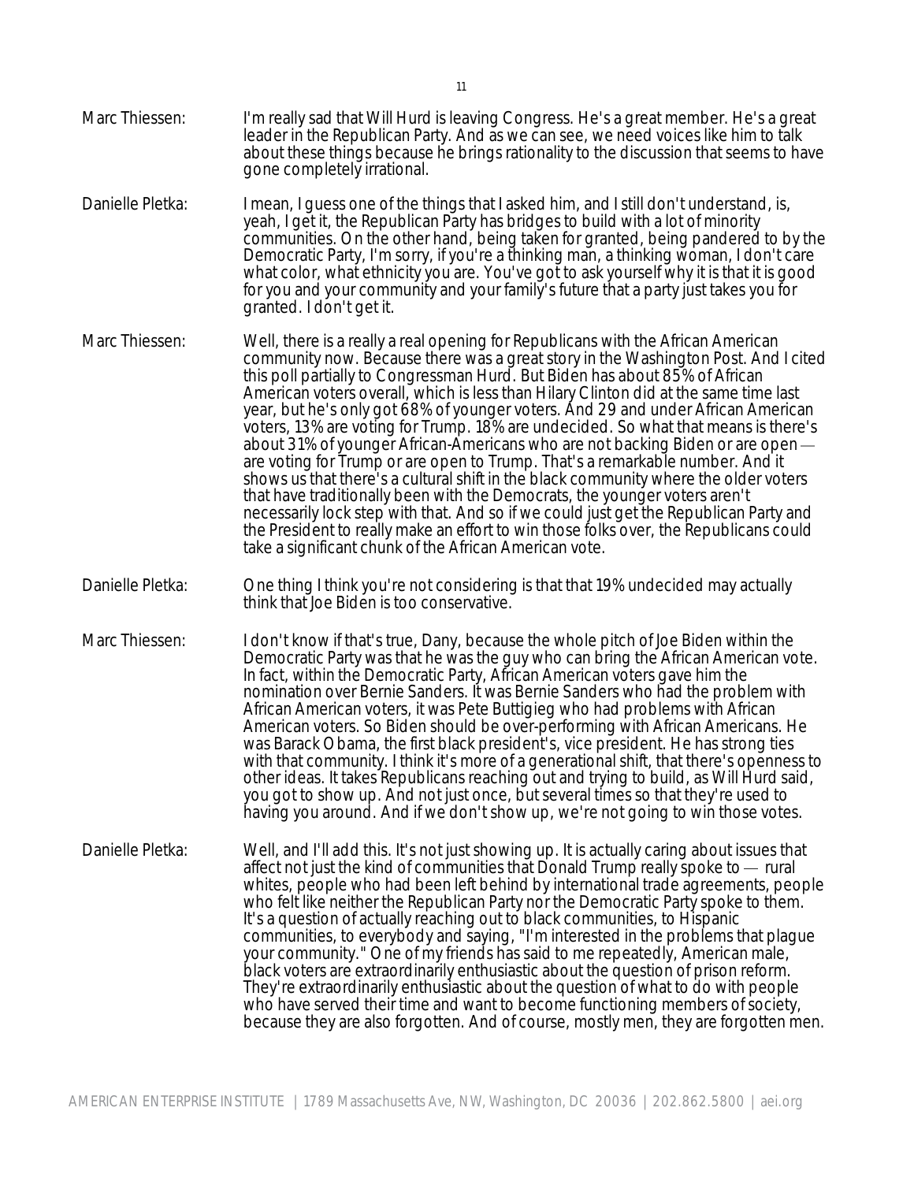Marc Thiessen: I'm really sad that Will Hurd is leaving Congress. He's a great member. He's a great leader in the Republican Party. And as we can see, we need voices like him to talk about these things because he brings rationality to the discussion that seems to have gone completely irrational.

Danielle Pletka: I mean, I guess one of the things that I asked him, and I still don't understand, is, yeah, I get it, the Republican Party has bridges to build with a lot of minority communities. On the other hand, being taken for granted, being pandered to by the Democratic Party, I'm sorry, if you're a thinking man, a thinking woman, I don't care what color, what ethnicity you are. You've got to ask yourself why it is that it is good for you and your community and your family's future that a party just takes you for granted. I don't get it.

Marc Thiessen: Well, there is a really a real opening for Republicans with the African American community now. Because there was a great story in the Washington Post. And I cited this poll partially to Congressman Hurd. But Biden has about 85% of African American voters overall, which is less than Hilary Clinton did at the same time last year, but he's only got 68% of younger voters. And 29 and under African American voters, 13% are voting for Trump. 18% are undecided. So what that means is there's about 31% of younger African-Americans who are not backing Biden or are open — are voting for Trump or are open to Trump. That's a remarkable number. And it shows us that there's a cultural shift in the black community where the older voters that have traditionally been with the Democrats, the younger voters aren't necessarily lock step with that. And so if we could just get the Republican Party and the President to really make an effort to win those folks over, the Republicans could take a significant chunk of the African American vote.

Danielle Pletka: One thing I think you're not considering is that that 19% undecided may actually think that Joe Biden is too conservative.

Marc Thiessen: I don't know if that's true, Dany, because the whole pitch of Joe Biden within the Democratic Party was that he was the guy who can bring the African American vote. In fact, within the Democratic Party, African American voters gave him the nomination over Bernie Sanders. It was Bernie Sanders who had the problem with African American voters, it was Pete Buttigieg who had problems with African American voters. So Biden should be over-performing with African Americans. He was Barack Obama, the first black president's, vice president. He has strong ties with that community. I think it's more of a generational shift, that there's openness to other ideas. It takes Republicans reaching out and trying to build, as Will Hurd said, you got to show up. And not just once, but several times so that they're used to having you around. And if we don't show up, we're not going to win those votes.

Danielle Pletka: Well, and I'll add this. It's not just showing up. It is actually caring about issues that affect not just the kind of communities that Donald Trump really spoke to — rural whites, people who had been left behind by international trade agreements, people who felt like neither the Republican Party nor the Democratic Party spoke to them. It's a question of actually reaching out to black communities, to Hispanic communities, to everybody and saying, "I'm interested in the problems that plague your community." One of my friends has said to me repeatedly, American male, black voters are extraordinarily enthusiastic about the question of prison reform. They're extraordinarily enthusiastic about the question of what to do with people who have served their time and want to become functioning members of society, because they are also forgotten. And of course, mostly men, they are forgotten men.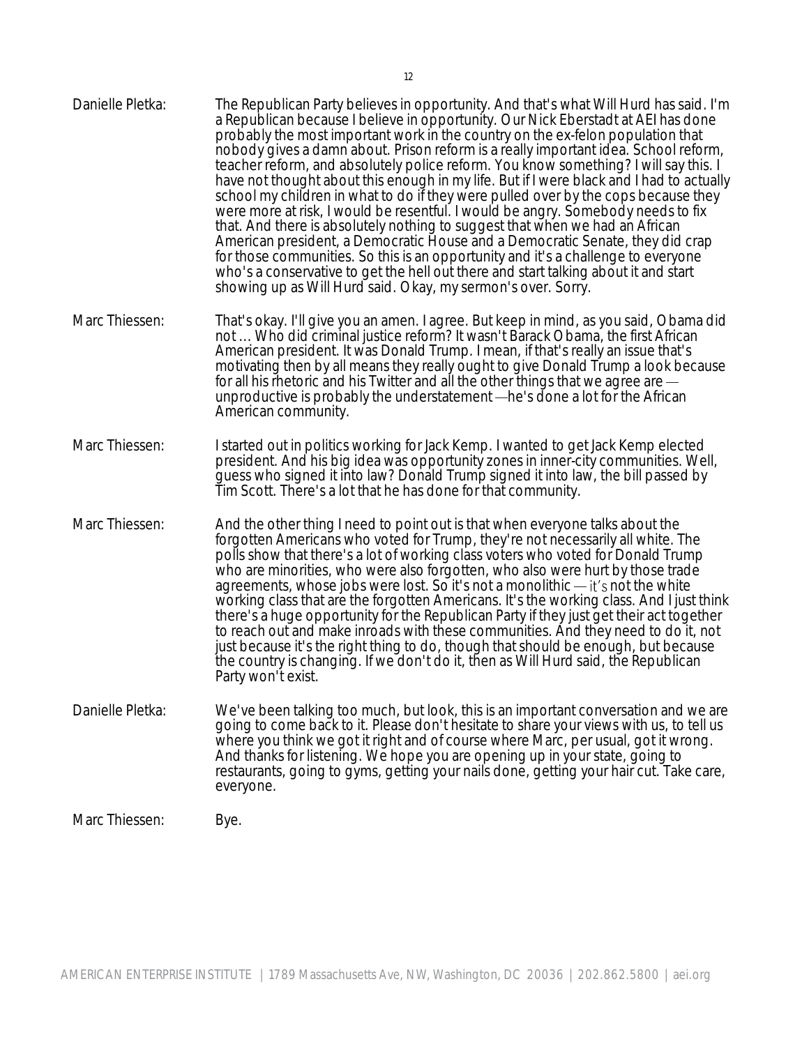**Danielle Pletka:** The Republican Party believes in opportunity. And that's what Will Hurd has said. I'm a Republican because I believe in opportunity. Our Nick Eberstadt at AEI has done probably the most important work in the country on the ex-felon population that nobody gives a damn about. Prison reform is a really important idea. School reform, teacher reform, and absolutely police reform. You know something? I will say this. I have not thought about this enough in my life. But if I were black and I had to actually school my children in what to do if they were pulled over by the cops because they were more at risk, I would be resentful. I would be angry. Somebody needs to fix that. And there is absolutely nothing to suggest that when we had an African American president, a Democratic House and a Democratic Senate, they did crap for those communities. So this is an opportunity and it's a challenge to everyone who's a conservative to get the hell out there and start talking about it and start showing up as Will Hurd said. Okay, my sermon's over. Sorry.

**Marc Thiessen:** That's okay. I'll give you an amen. I agree. But keep in mind, as you said, Obama did not … Who did criminal justice reform? It wasn't Barack Obama, the first African American president. It was Donald Trump. I mean, if that's really an issue that's motivating then by all means they really ought to give Donald Trump a look because for all his rhetoric and his Twitter and all the other things that we agree are — unproductive is probably the understatement —he's done a lot for the African American community.

**Marc Thiessen:** I started out in politics working for Jack Kemp. I wanted to get Jack Kemp elected president. And his big idea was opportunity zones in inner-city communities. Well, guess who signed it into law? Donald Trump signed it into law, the bill passed by Tim Scott. There's a lot that he has done for that community.

**Marc Thiessen:** And the other thing I need to point out is that when everyone talks about the forgotten Americans who voted for Trump, they're not necessarily all white. The polls show that there's a lot of working class voters who voted for Donald Trump who are minorities, who were also forgotten, who also were hurt by those trade agreements, whose jobs were lost. So it's not a monolithic — it's not the white working class that are the forgotten Americans. It's the working class. And I just think there's a huge opportunity for the Republican Party if they just get their act together to reach out and make inroads with these communities. And they need to do it, not just because it's the right thing to do, though that should be enough, but because the country is changing. If we don't do it, then as Will Hurd said, the Republican Party won't exist.

**Danielle Pletka:** We've been talking too much, but look, this is an important conversation and we are going to come back to it. Please don't hesitate to share your views with us, to tell us where you think we got it right and of course where Marc, per usual, got it wrong. And thanks for listening. We hope you are opening up in your state, going to restaurants, going to gyms, getting your nails done, getting your hair cut. Take care, everyone.

**Marc Thiessen:** Bye.